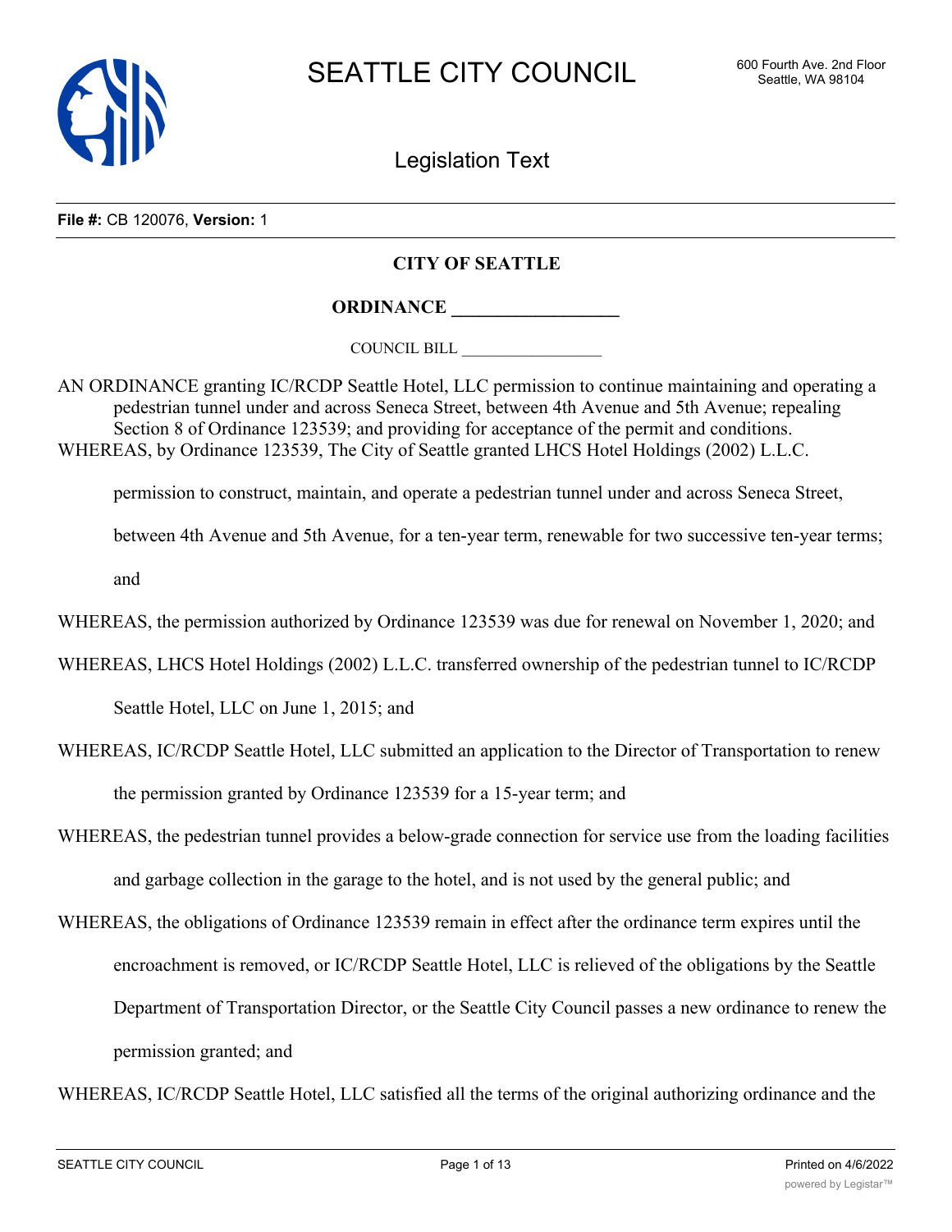# SEATTLE CITY COUNCIL

600 Fourth Ave. 2nd Floor
Seattle, WA 98104

## Legislation Text

**File #:** CB 120076, **Version:** 1

**CITY OF SEATTLE**

**ORDINANCE __________________**

COUNCIL BILL __________________

AN ORDINANCE granting IC/RCDP Seattle Hotel, LLC permission to continue maintaining and operating a pedestrian tunnel under and across Seneca Street, between 4th Avenue and 5th Avenue; repealing Section 8 of Ordinance 123539; and providing for acceptance of the permit and conditions.

WHEREAS, by Ordinance 123539, The City of Seattle granted LHCS Hotel Holdings (2002) L.L.C. permission to construct, maintain, and operate a pedestrian tunnel under and across Seneca Street, between 4th Avenue and 5th Avenue, for a ten-year term, renewable for two successive ten-year terms; and

WHEREAS, the permission authorized by Ordinance 123539 was due for renewal on November 1, 2020; and

WHEREAS, LHCS Hotel Holdings (2002) L.L.C. transferred ownership of the pedestrian tunnel to IC/RCDP Seattle Hotel, LLC on June 1, 2015; and

WHEREAS, IC/RCDP Seattle Hotel, LLC submitted an application to the Director of Transportation to renew the permission granted by Ordinance 123539 for a 15-year term; and

WHEREAS, the pedestrian tunnel provides a below-grade connection for service use from the loading facilities and garbage collection in the garage to the hotel, and is not used by the general public; and

WHEREAS, the obligations of Ordinance 123539 remain in effect after the ordinance term expires until the encroachment is removed, or IC/RCDP Seattle Hotel, LLC is relieved of the obligations by the Seattle Department of Transportation Director, or the Seattle City Council passes a new ordinance to renew the permission granted; and

WHEREAS, IC/RCDP Seattle Hotel, LLC satisfied all the terms of the original authorizing ordinance and the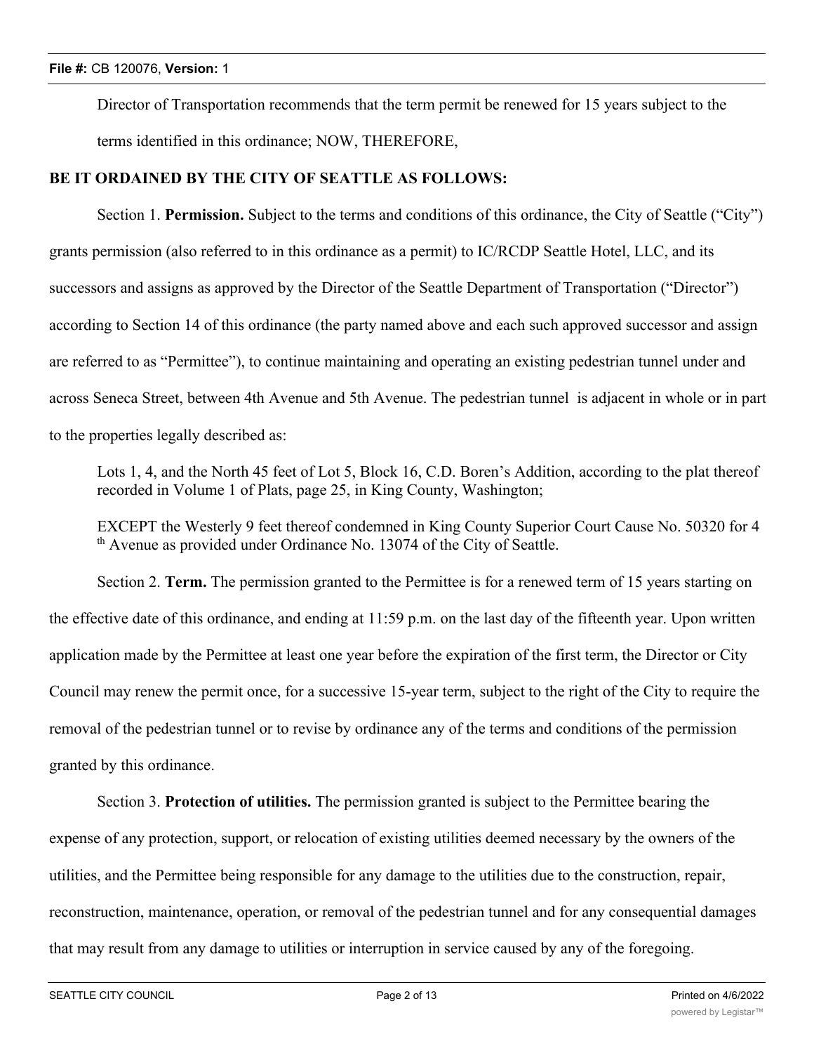Director of Transportation recommends that the term permit be renewed for 15 years subject to the terms identified in this ordinance; NOW, THEREFORE,

**BE IT ORDAINED BY THE CITY OF SEATTLE AS FOLLOWS:**

Section 1. **Permission.** Subject to the terms and conditions of this ordinance, the City of Seattle ("City") grants permission (also referred to in this ordinance as a permit) to IC/RCDP Seattle Hotel, LLC, and its successors and assigns as approved by the Director of the Seattle Department of Transportation ("Director") according to Section 14 of this ordinance (the party named above and each such approved successor and assign are referred to as "Permittee"), to continue maintaining and operating an existing pedestrian tunnel under and across Seneca Street, between 4th Avenue and 5th Avenue. The pedestrian tunnel is adjacent in whole or in part to the properties legally described as:

> Lots 1, 4, and the North 45 feet of Lot 5, Block 16, C.D. Boren's Addition, according to the plat thereof recorded in Volume 1 of Plats, page 25, in King County, Washington;
>
> EXCEPT the Westerly 9 feet thereof condemned in King County Superior Court Cause No. 50320 for 4th Avenue as provided under Ordinance No. 13074 of the City of Seattle.

Section 2. **Term.** The permission granted to the Permittee is for a renewed term of 15 years starting on the effective date of this ordinance, and ending at 11:59 p.m. on the last day of the fifteenth year. Upon written application made by the Permittee at least one year before the expiration of the first term, the Director or City Council may renew the permit once, for a successive 15-year term, subject to the right of the City to require the removal of the pedestrian tunnel or to revise by ordinance any of the terms and conditions of the permission granted by this ordinance.

Section 3. **Protection of utilities.** The permission granted is subject to the Permittee bearing the expense of any protection, support, or relocation of existing utilities deemed necessary by the owners of the utilities, and the Permittee being responsible for any damage to the utilities due to the construction, repair, reconstruction, maintenance, operation, or removal of the pedestrian tunnel and for any consequential damages that may result from any damage to utilities or interruption in service caused by any of the foregoing.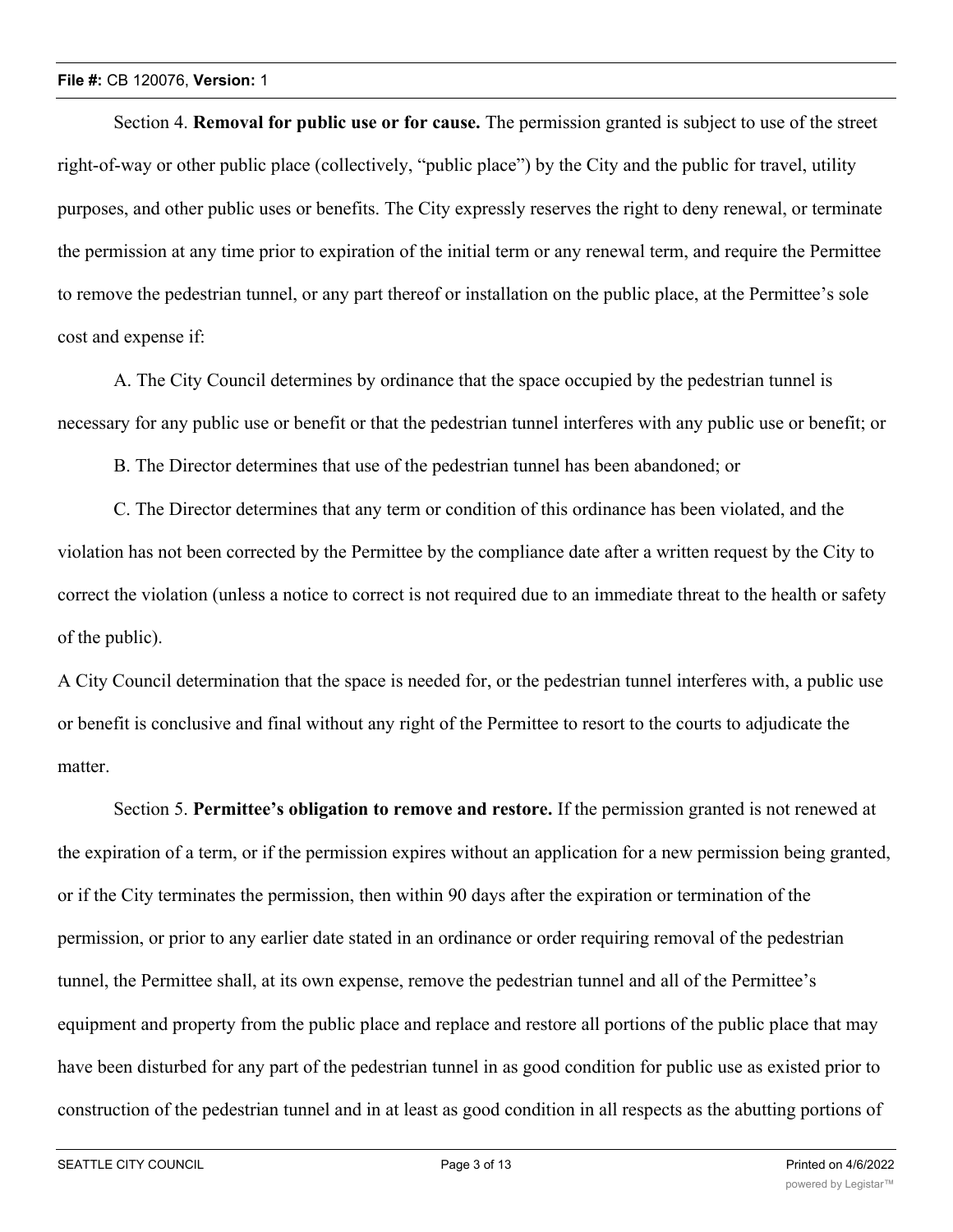Section 4. **Removal for public use or for cause.** The permission granted is subject to use of the street right-of-way or other public place (collectively, "public place") by the City and the public for travel, utility purposes, and other public uses or benefits. The City expressly reserves the right to deny renewal, or terminate the permission at any time prior to expiration of the initial term or any renewal term, and require the Permittee to remove the pedestrian tunnel, or any part thereof or installation on the public place, at the Permittee's sole cost and expense if:

A. The City Council determines by ordinance that the space occupied by the pedestrian tunnel is necessary for any public use or benefit or that the pedestrian tunnel interferes with any public use or benefit; or

B. The Director determines that use of the pedestrian tunnel has been abandoned; or

C. The Director determines that any term or condition of this ordinance has been violated, and the violation has not been corrected by the Permittee by the compliance date after a written request by the City to correct the violation (unless a notice to correct is not required due to an immediate threat to the health or safety of the public).

A City Council determination that the space is needed for, or the pedestrian tunnel interferes with, a public use or benefit is conclusive and final without any right of the Permittee to resort to the courts to adjudicate the matter.

Section 5. **Permittee's obligation to remove and restore.** If the permission granted is not renewed at the expiration of a term, or if the permission expires without an application for a new permission being granted, or if the City terminates the permission, then within 90 days after the expiration or termination of the permission, or prior to any earlier date stated in an ordinance or order requiring removal of the pedestrian tunnel, the Permittee shall, at its own expense, remove the pedestrian tunnel and all of the Permittee's equipment and property from the public place and replace and restore all portions of the public place that may have been disturbed for any part of the pedestrian tunnel in as good condition for public use as existed prior to construction of the pedestrian tunnel and in at least as good condition in all respects as the abutting portions of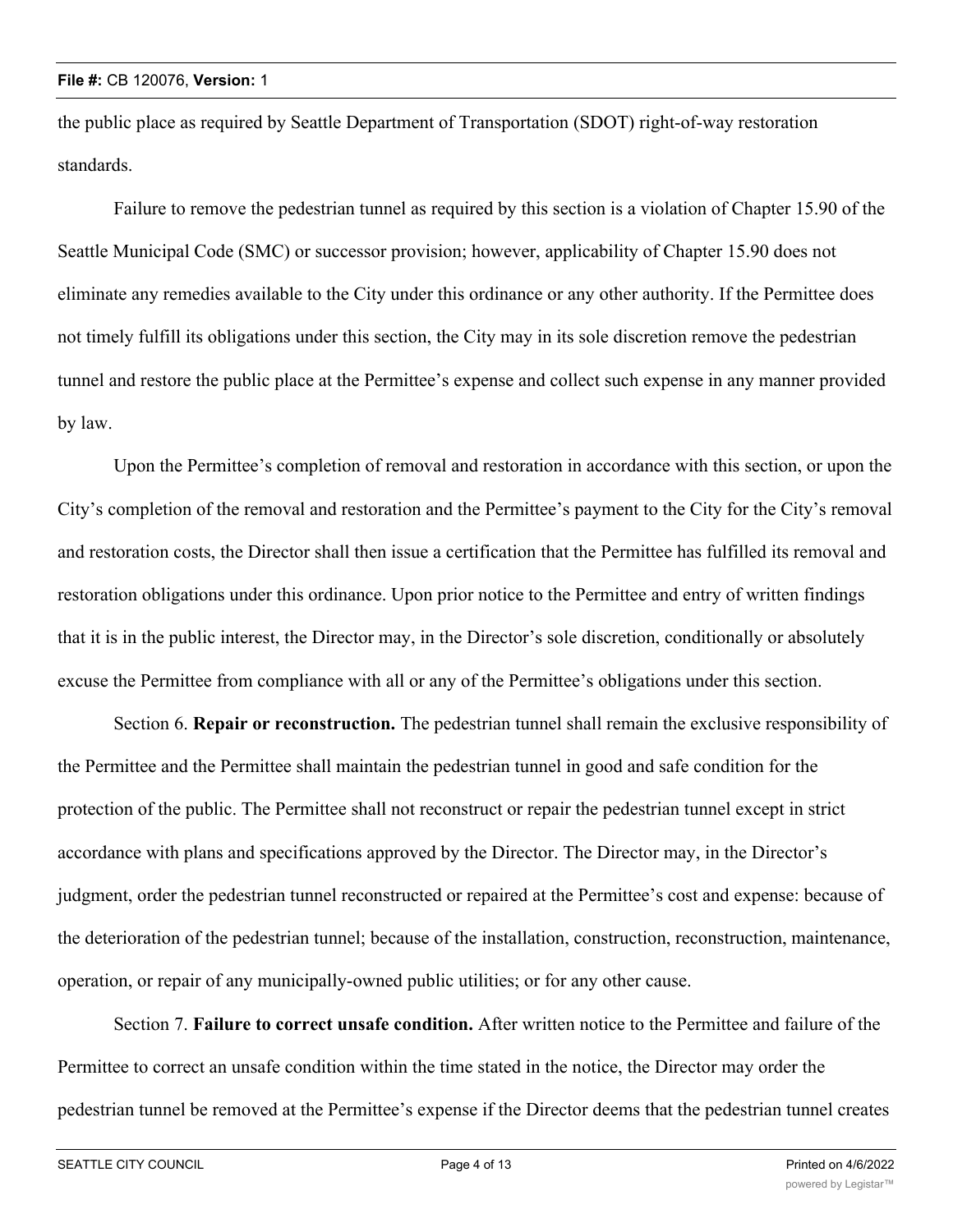the public place as required by Seattle Department of Transportation (SDOT) right-of-way restoration standards.

Failure to remove the pedestrian tunnel as required by this section is a violation of Chapter 15.90 of the Seattle Municipal Code (SMC) or successor provision; however, applicability of Chapter 15.90 does not eliminate any remedies available to the City under this ordinance or any other authority. If the Permittee does not timely fulfill its obligations under this section, the City may in its sole discretion remove the pedestrian tunnel and restore the public place at the Permittee's expense and collect such expense in any manner provided by law.

Upon the Permittee's completion of removal and restoration in accordance with this section, or upon the City's completion of the removal and restoration and the Permittee's payment to the City for the City's removal and restoration costs, the Director shall then issue a certification that the Permittee has fulfilled its removal and restoration obligations under this ordinance. Upon prior notice to the Permittee and entry of written findings that it is in the public interest, the Director may, in the Director's sole discretion, conditionally or absolutely excuse the Permittee from compliance with all or any of the Permittee's obligations under this section.

Section 6. **Repair or reconstruction.** The pedestrian tunnel shall remain the exclusive responsibility of the Permittee and the Permittee shall maintain the pedestrian tunnel in good and safe condition for the protection of the public. The Permittee shall not reconstruct or repair the pedestrian tunnel except in strict accordance with plans and specifications approved by the Director. The Director may, in the Director's judgment, order the pedestrian tunnel reconstructed or repaired at the Permittee's cost and expense: because of the deterioration of the pedestrian tunnel; because of the installation, construction, reconstruction, maintenance, operation, or repair of any municipally-owned public utilities; or for any other cause.

Section 7. **Failure to correct unsafe condition.** After written notice to the Permittee and failure of the Permittee to correct an unsafe condition within the time stated in the notice, the Director may order the pedestrian tunnel be removed at the Permittee's expense if the Director deems that the pedestrian tunnel creates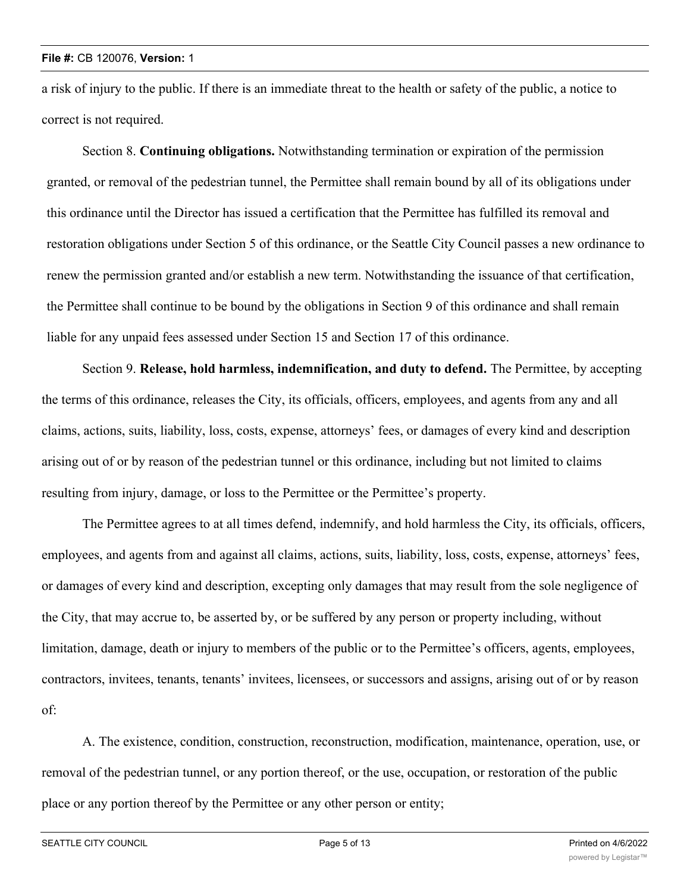a risk of injury to the public. If there is an immediate threat to the health or safety of the public, a notice to correct is not required.

Section 8. **Continuing obligations.** Notwithstanding termination or expiration of the permission granted, or removal of the pedestrian tunnel, the Permittee shall remain bound by all of its obligations under this ordinance until the Director has issued a certification that the Permittee has fulfilled its removal and restoration obligations under Section 5 of this ordinance, or the Seattle City Council passes a new ordinance to renew the permission granted and/or establish a new term. Notwithstanding the issuance of that certification, the Permittee shall continue to be bound by the obligations in Section 9 of this ordinance and shall remain liable for any unpaid fees assessed under Section 15 and Section 17 of this ordinance.

Section 9. **Release, hold harmless, indemnification, and duty to defend.** The Permittee, by accepting the terms of this ordinance, releases the City, its officials, officers, employees, and agents from any and all claims, actions, suits, liability, loss, costs, expense, attorneys' fees, or damages of every kind and description arising out of or by reason of the pedestrian tunnel or this ordinance, including but not limited to claims resulting from injury, damage, or loss to the Permittee or the Permittee's property.

The Permittee agrees to at all times defend, indemnify, and hold harmless the City, its officials, officers, employees, and agents from and against all claims, actions, suits, liability, loss, costs, expense, attorneys' fees, or damages of every kind and description, excepting only damages that may result from the sole negligence of the City, that may accrue to, be asserted by, or be suffered by any person or property including, without limitation, damage, death or injury to members of the public or to the Permittee's officers, agents, employees, contractors, invitees, tenants, tenants' invitees, licensees, or successors and assigns, arising out of or by reason of:

A. The existence, condition, construction, reconstruction, modification, maintenance, operation, use, or removal of the pedestrian tunnel, or any portion thereof, or the use, occupation, or restoration of the public place or any portion thereof by the Permittee or any other person or entity;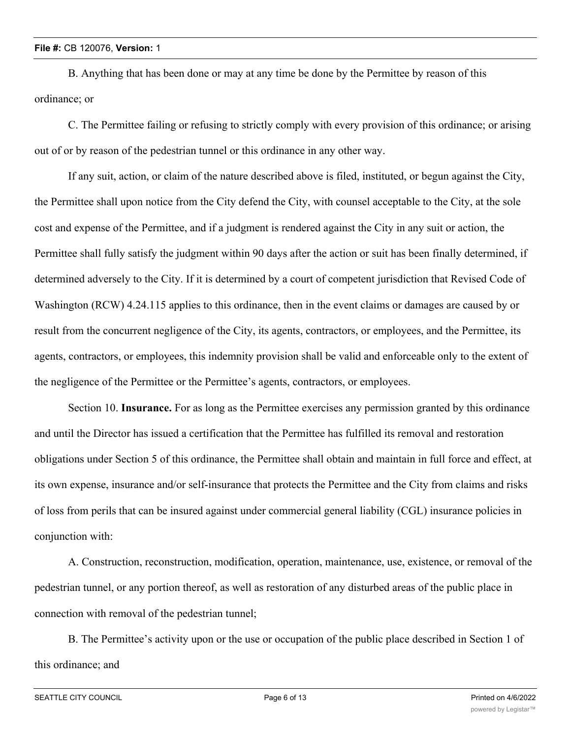B. Anything that has been done or may at any time be done by the Permittee by reason of this ordinance; or

C. The Permittee failing or refusing to strictly comply with every provision of this ordinance; or arising out of or by reason of the pedestrian tunnel or this ordinance in any other way.

If any suit, action, or claim of the nature described above is filed, instituted, or begun against the City, the Permittee shall upon notice from the City defend the City, with counsel acceptable to the City, at the sole cost and expense of the Permittee, and if a judgment is rendered against the City in any suit or action, the Permittee shall fully satisfy the judgment within 90 days after the action or suit has been finally determined, if determined adversely to the City. If it is determined by a court of competent jurisdiction that Revised Code of Washington (RCW) 4.24.115 applies to this ordinance, then in the event claims or damages are caused by or result from the concurrent negligence of the City, its agents, contractors, or employees, and the Permittee, its agents, contractors, or employees, this indemnity provision shall be valid and enforceable only to the extent of the negligence of the Permittee or the Permittee's agents, contractors, or employees.

Section 10. **Insurance.** For as long as the Permittee exercises any permission granted by this ordinance and until the Director has issued a certification that the Permittee has fulfilled its removal and restoration obligations under Section 5 of this ordinance, the Permittee shall obtain and maintain in full force and effect, at its own expense, insurance and/or self-insurance that protects the Permittee and the City from claims and risks of loss from perils that can be insured against under commercial general liability (CGL) insurance policies in conjunction with:

A. Construction, reconstruction, modification, operation, maintenance, use, existence, or removal of the pedestrian tunnel, or any portion thereof, as well as restoration of any disturbed areas of the public place in connection with removal of the pedestrian tunnel;

B. The Permittee's activity upon or the use or occupation of the public place described in Section 1 of this ordinance; and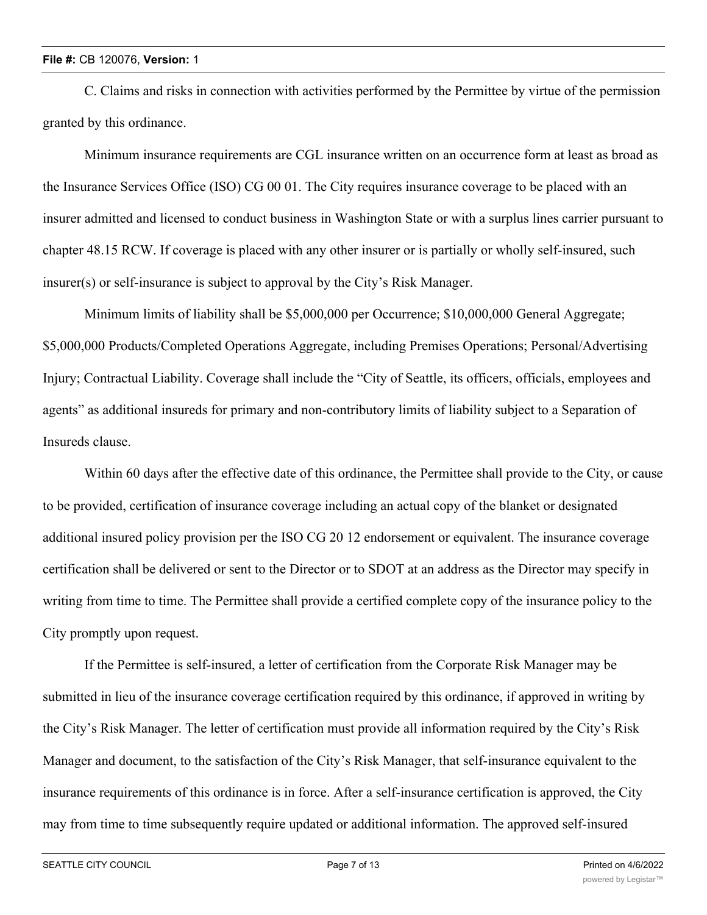C. Claims and risks in connection with activities performed by the Permittee by virtue of the permission granted by this ordinance.

Minimum insurance requirements are CGL insurance written on an occurrence form at least as broad as the Insurance Services Office (ISO) CG 00 01. The City requires insurance coverage to be placed with an insurer admitted and licensed to conduct business in Washington State or with a surplus lines carrier pursuant to chapter 48.15 RCW. If coverage is placed with any other insurer or is partially or wholly self-insured, such insurer(s) or self-insurance is subject to approval by the City's Risk Manager.

Minimum limits of liability shall be $5,000,000 per Occurrence; $10,000,000 General Aggregate; $5,000,000 Products/Completed Operations Aggregate, including Premises Operations; Personal/Advertising Injury; Contractual Liability. Coverage shall include the "City of Seattle, its officers, officials, employees and agents" as additional insureds for primary and non-contributory limits of liability subject to a Separation of Insureds clause.

Within 60 days after the effective date of this ordinance, the Permittee shall provide to the City, or cause to be provided, certification of insurance coverage including an actual copy of the blanket or designated additional insured policy provision per the ISO CG 20 12 endorsement or equivalent. The insurance coverage certification shall be delivered or sent to the Director or to SDOT at an address as the Director may specify in writing from time to time. The Permittee shall provide a certified complete copy of the insurance policy to the City promptly upon request.

If the Permittee is self-insured, a letter of certification from the Corporate Risk Manager may be submitted in lieu of the insurance coverage certification required by this ordinance, if approved in writing by the City's Risk Manager. The letter of certification must provide all information required by the City's Risk Manager and document, to the satisfaction of the City's Risk Manager, that self-insurance equivalent to the insurance requirements of this ordinance is in force. After a self-insurance certification is approved, the City may from time to time subsequently require updated or additional information. The approved self-insured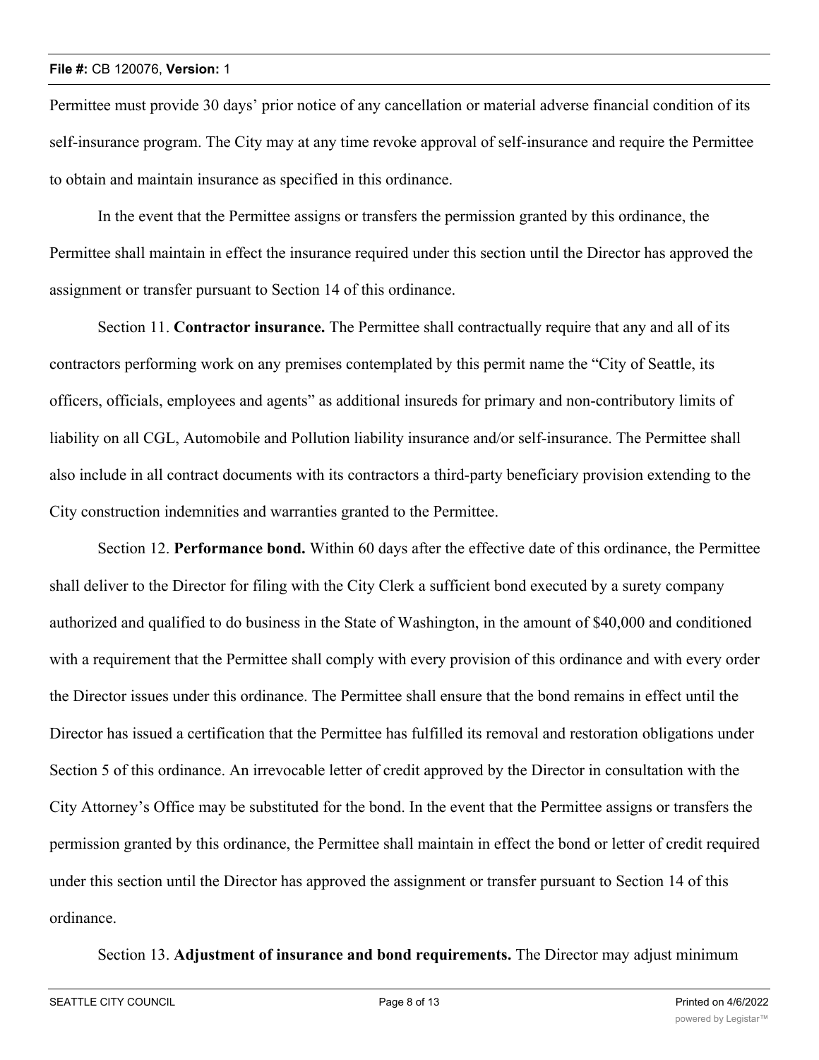Permittee must provide 30 days' prior notice of any cancellation or material adverse financial condition of its self-insurance program. The City may at any time revoke approval of self-insurance and require the Permittee to obtain and maintain insurance as specified in this ordinance.

In the event that the Permittee assigns or transfers the permission granted by this ordinance, the Permittee shall maintain in effect the insurance required under this section until the Director has approved the assignment or transfer pursuant to Section 14 of this ordinance.

Section 11. **Contractor insurance.** The Permittee shall contractually require that any and all of its contractors performing work on any premises contemplated by this permit name the "City of Seattle, its officers, officials, employees and agents" as additional insureds for primary and non-contributory limits of liability on all CGL, Automobile and Pollution liability insurance and/or self-insurance. The Permittee shall also include in all contract documents with its contractors a third-party beneficiary provision extending to the City construction indemnities and warranties granted to the Permittee.

Section 12. **Performance bond.** Within 60 days after the effective date of this ordinance, the Permittee shall deliver to the Director for filing with the City Clerk a sufficient bond executed by a surety company authorized and qualified to do business in the State of Washington, in the amount of $40,000 and conditioned with a requirement that the Permittee shall comply with every provision of this ordinance and with every order the Director issues under this ordinance. The Permittee shall ensure that the bond remains in effect until the Director has issued a certification that the Permittee has fulfilled its removal and restoration obligations under Section 5 of this ordinance. An irrevocable letter of credit approved by the Director in consultation with the City Attorney's Office may be substituted for the bond. In the event that the Permittee assigns or transfers the permission granted by this ordinance, the Permittee shall maintain in effect the bond or letter of credit required under this section until the Director has approved the assignment or transfer pursuant to Section 14 of this ordinance.

Section 13. **Adjustment of insurance and bond requirements.** The Director may adjust minimum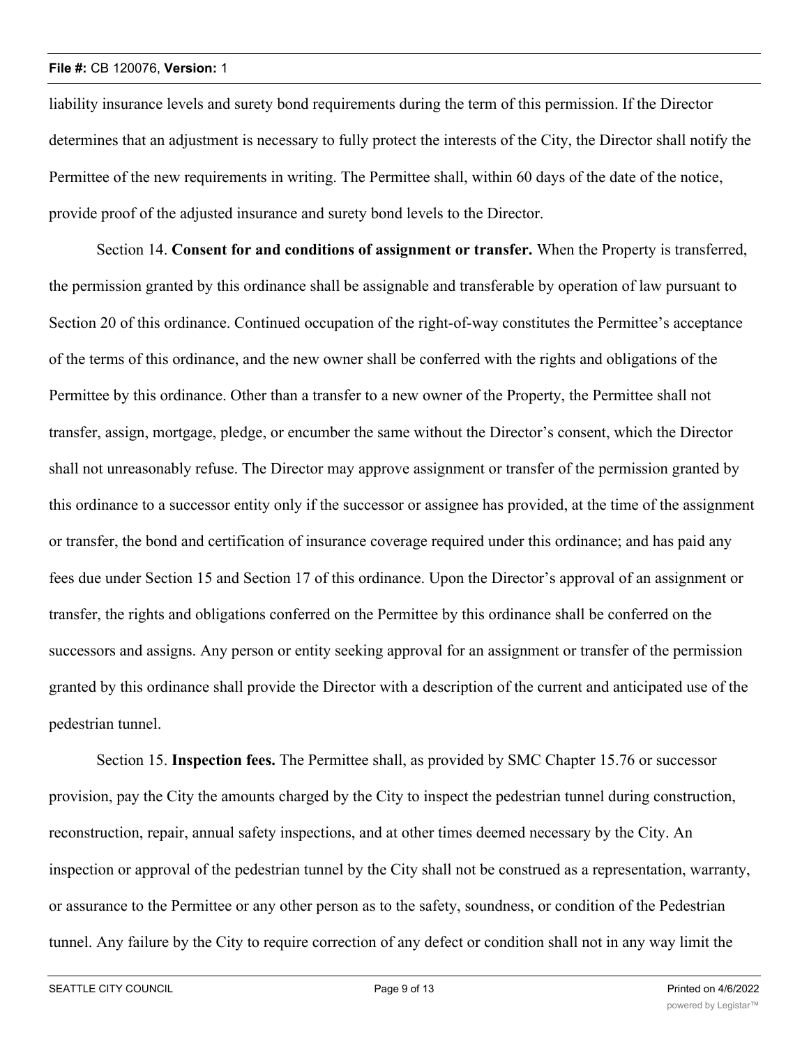liability insurance levels and surety bond requirements during the term of this permission. If the Director determines that an adjustment is necessary to fully protect the interests of the City, the Director shall notify the Permittee of the new requirements in writing. The Permittee shall, within 60 days of the date of the notice, provide proof of the adjusted insurance and surety bond levels to the Director.

Section 14. **Consent for and conditions of assignment or transfer.** When the Property is transferred, the permission granted by this ordinance shall be assignable and transferable by operation of law pursuant to Section 20 of this ordinance. Continued occupation of the right-of-way constitutes the Permittee's acceptance of the terms of this ordinance, and the new owner shall be conferred with the rights and obligations of the Permittee by this ordinance. Other than a transfer to a new owner of the Property, the Permittee shall not transfer, assign, mortgage, pledge, or encumber the same without the Director's consent, which the Director shall not unreasonably refuse. The Director may approve assignment or transfer of the permission granted by this ordinance to a successor entity only if the successor or assignee has provided, at the time of the assignment or transfer, the bond and certification of insurance coverage required under this ordinance; and has paid any fees due under Section 15 and Section 17 of this ordinance. Upon the Director's approval of an assignment or transfer, the rights and obligations conferred on the Permittee by this ordinance shall be conferred on the successors and assigns. Any person or entity seeking approval for an assignment or transfer of the permission granted by this ordinance shall provide the Director with a description of the current and anticipated use of the pedestrian tunnel.

Section 15. **Inspection fees.** The Permittee shall, as provided by SMC Chapter 15.76 or successor provision, pay the City the amounts charged by the City to inspect the pedestrian tunnel during construction, reconstruction, repair, annual safety inspections, and at other times deemed necessary by the City. An inspection or approval of the pedestrian tunnel by the City shall not be construed as a representation, warranty, or assurance to the Permittee or any other person as to the safety, soundness, or condition of the Pedestrian tunnel. Any failure by the City to require correction of any defect or condition shall not in any way limit the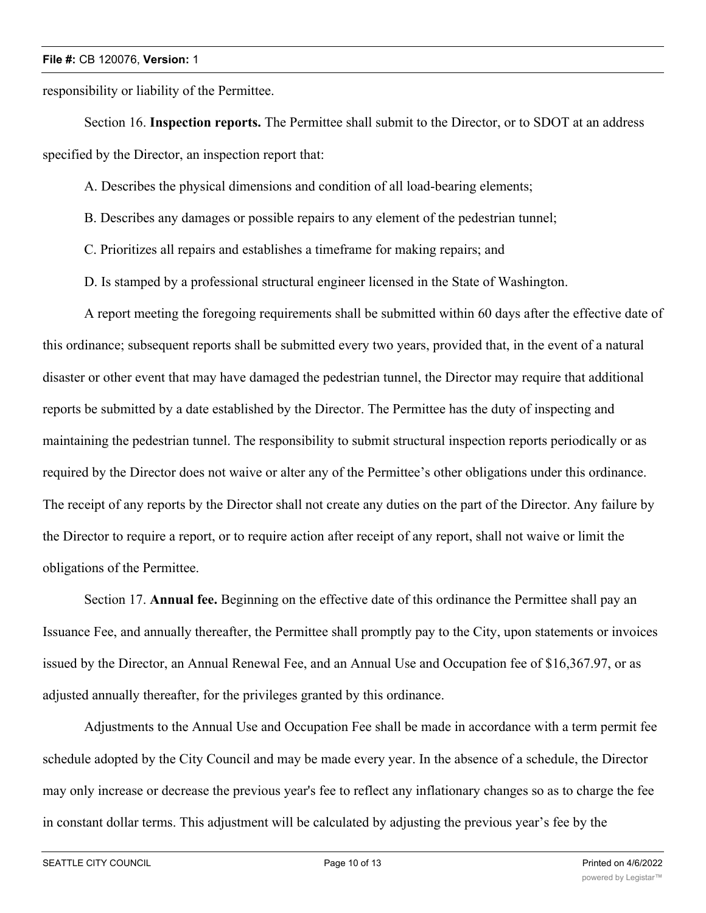responsibility or liability of the Permittee.

Section 16. **Inspection reports.** The Permittee shall submit to the Director, or to SDOT at an address specified by the Director, an inspection report that:

A. Describes the physical dimensions and condition of all load-bearing elements;

B. Describes any damages or possible repairs to any element of the pedestrian tunnel;

C. Prioritizes all repairs and establishes a timeframe for making repairs; and

D. Is stamped by a professional structural engineer licensed in the State of Washington.

A report meeting the foregoing requirements shall be submitted within 60 days after the effective date of this ordinance; subsequent reports shall be submitted every two years, provided that, in the event of a natural disaster or other event that may have damaged the pedestrian tunnel, the Director may require that additional reports be submitted by a date established by the Director. The Permittee has the duty of inspecting and maintaining the pedestrian tunnel. The responsibility to submit structural inspection reports periodically or as required by the Director does not waive or alter any of the Permittee's other obligations under this ordinance. The receipt of any reports by the Director shall not create any duties on the part of the Director. Any failure by the Director to require a report, or to require action after receipt of any report, shall not waive or limit the obligations of the Permittee.

Section 17. **Annual fee.** Beginning on the effective date of this ordinance the Permittee shall pay an Issuance Fee, and annually thereafter, the Permittee shall promptly pay to the City, upon statements or invoices issued by the Director, an Annual Renewal Fee, and an Annual Use and Occupation fee of $16,367.97, or as adjusted annually thereafter, for the privileges granted by this ordinance.

Adjustments to the Annual Use and Occupation Fee shall be made in accordance with a term permit fee schedule adopted by the City Council and may be made every year. In the absence of a schedule, the Director may only increase or decrease the previous year's fee to reflect any inflationary changes so as to charge the fee in constant dollar terms. This adjustment will be calculated by adjusting the previous year's fee by the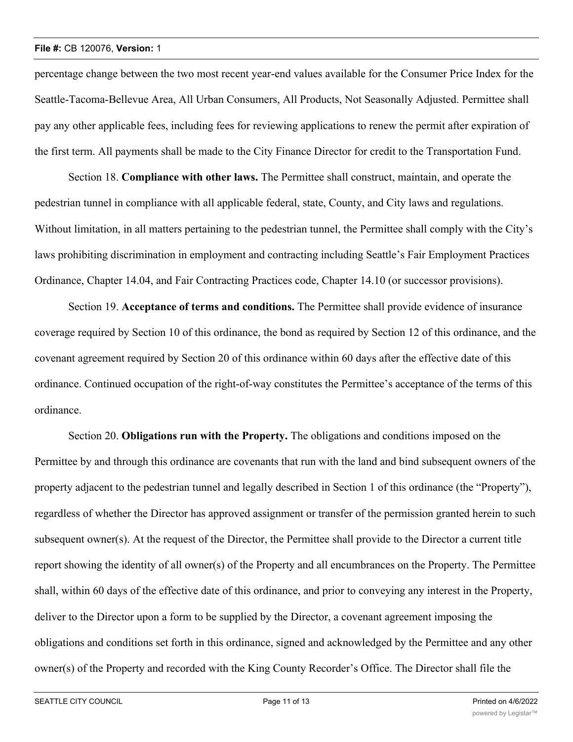percentage change between the two most recent year-end values available for the Consumer Price Index for the Seattle-Tacoma-Bellevue Area, All Urban Consumers, All Products, Not Seasonally Adjusted. Permittee shall pay any other applicable fees, including fees for reviewing applications to renew the permit after expiration of the first term. All payments shall be made to the City Finance Director for credit to the Transportation Fund.

Section 18. **Compliance with other laws.** The Permittee shall construct, maintain, and operate the pedestrian tunnel in compliance with all applicable federal, state, County, and City laws and regulations. Without limitation, in all matters pertaining to the pedestrian tunnel, the Permittee shall comply with the City's laws prohibiting discrimination in employment and contracting including Seattle's Fair Employment Practices Ordinance, Chapter 14.04, and Fair Contracting Practices code, Chapter 14.10 (or successor provisions).

Section 19. **Acceptance of terms and conditions.** The Permittee shall provide evidence of insurance coverage required by Section 10 of this ordinance, the bond as required by Section 12 of this ordinance, and the covenant agreement required by Section 20 of this ordinance within 60 days after the effective date of this ordinance. Continued occupation of the right-of-way constitutes the Permittee's acceptance of the terms of this ordinance.

Section 20. **Obligations run with the Property.** The obligations and conditions imposed on the Permittee by and through this ordinance are covenants that run with the land and bind subsequent owners of the property adjacent to the pedestrian tunnel and legally described in Section 1 of this ordinance (the "Property"), regardless of whether the Director has approved assignment or transfer of the permission granted herein to such subsequent owner(s). At the request of the Director, the Permittee shall provide to the Director a current title report showing the identity of all owner(s) of the Property and all encumbrances on the Property. The Permittee shall, within 60 days of the effective date of this ordinance, and prior to conveying any interest in the Property, deliver to the Director upon a form to be supplied by the Director, a covenant agreement imposing the obligations and conditions set forth in this ordinance, signed and acknowledged by the Permittee and any other owner(s) of the Property and recorded with the King County Recorder's Office. The Director shall file the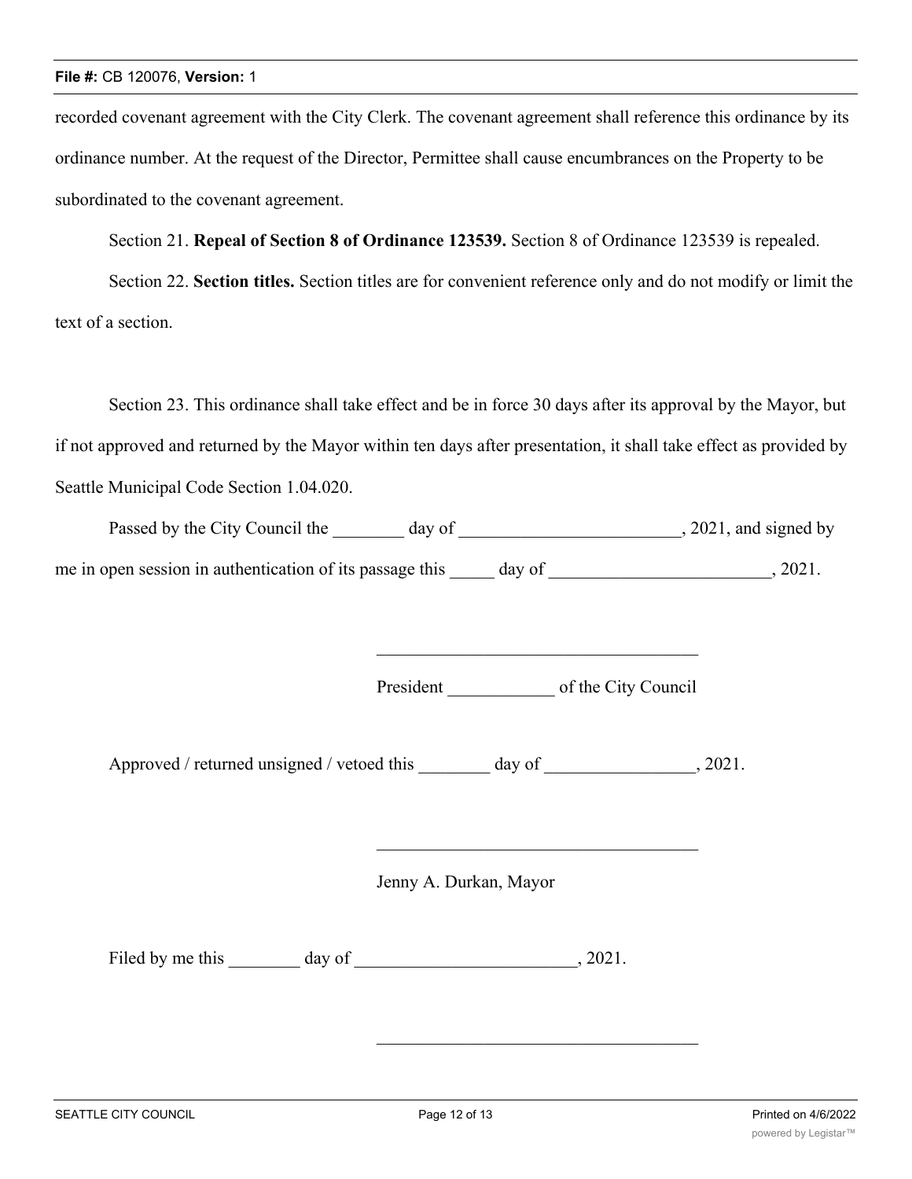recorded covenant agreement with the City Clerk. The covenant agreement shall reference this ordinance by its ordinance number. At the request of the Director, Permittee shall cause encumbrances on the Property to be subordinated to the covenant agreement.

Section 21. **Repeal of Section 8 of Ordinance 123539.** Section 8 of Ordinance 123539 is repealed.

Section 22. **Section titles.** Section titles are for convenient reference only and do not modify or limit the text of a section.

Section 23. This ordinance shall take effect and be in force 30 days after its approval by the Mayor, but if not approved and returned by the Mayor within ten days after presentation, it shall take effect as provided by Seattle Municipal Code Section 1.04.020.

Passed by the City Council the ________ day of _________________________, 2021, and signed by me in open session in authentication of its passage this _____ day of _________________________, 2021.

_____________________________________

President ____________ of the City Council

Approved / returned unsigned / vetoed this ________ day of _________________, 2021.

_____________________________________

Jenny A. Durkan, Mayor

Filed by me this ________ day of _________________________, 2021.

_____________________________________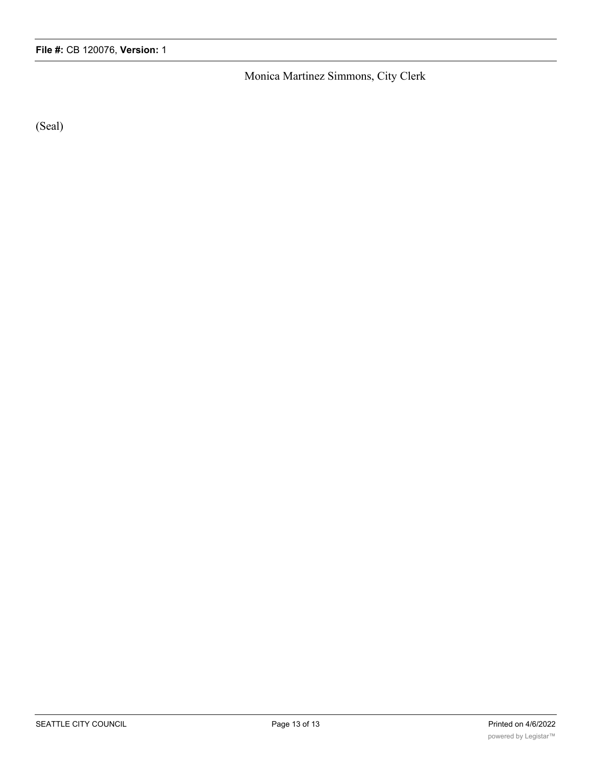Monica Martinez Simmons, City Clerk

(Seal)